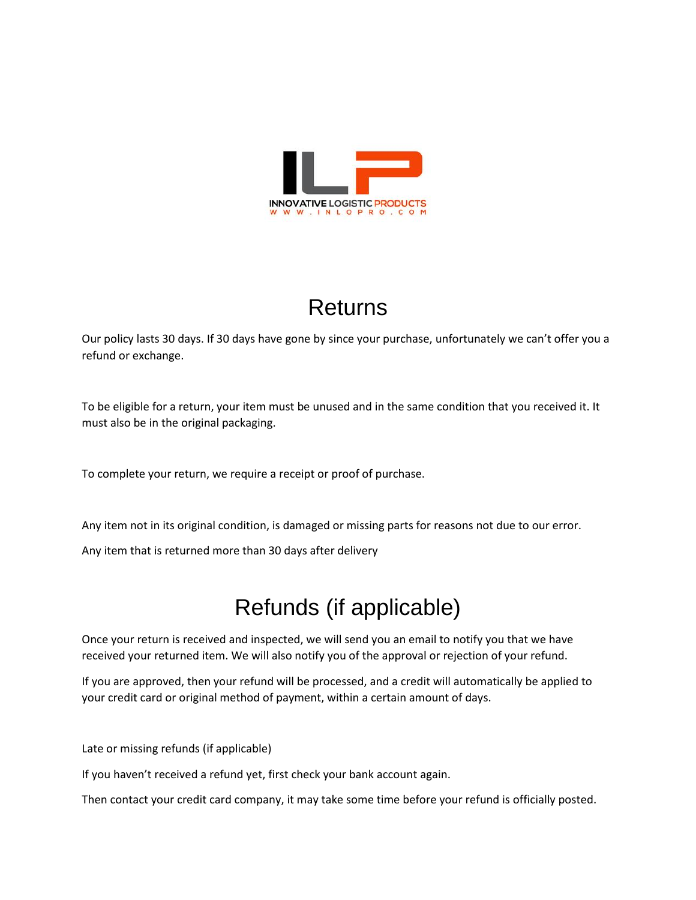ILP

INNOVATIVE LOGISTIC PRODUCTS

W W W . I N L O P R O . C O M

# Returns

Our policy lasts 30 days. If 30 days have gone by since your purchase, unfortunately we can't offer you a refund or exchange.

To be eligible for a return, your item must be unused and in the same condition that you received it. It must also be in the original packaging.

To complete your return, we require a receipt or proof of purchase.

Any item not in its original condition, is damaged or missing parts for reasons not due to our error.

Any item that is returned more than 30 days after delivery

# Refunds (if applicable)

Once your return is received and inspected, we will send you an email to notify you that we have received your returned item. We will also notify you of the approval or rejection of your refund.

If you are approved, then your refund will be processed, and a credit will automatically be applied to your credit card or original method of payment, within a certain amount of days.

Late or missing refunds (if applicable)

If you haven't received a refund yet, first check your bank account again.

Then contact your credit card company, it may take some time before your refund is officially posted.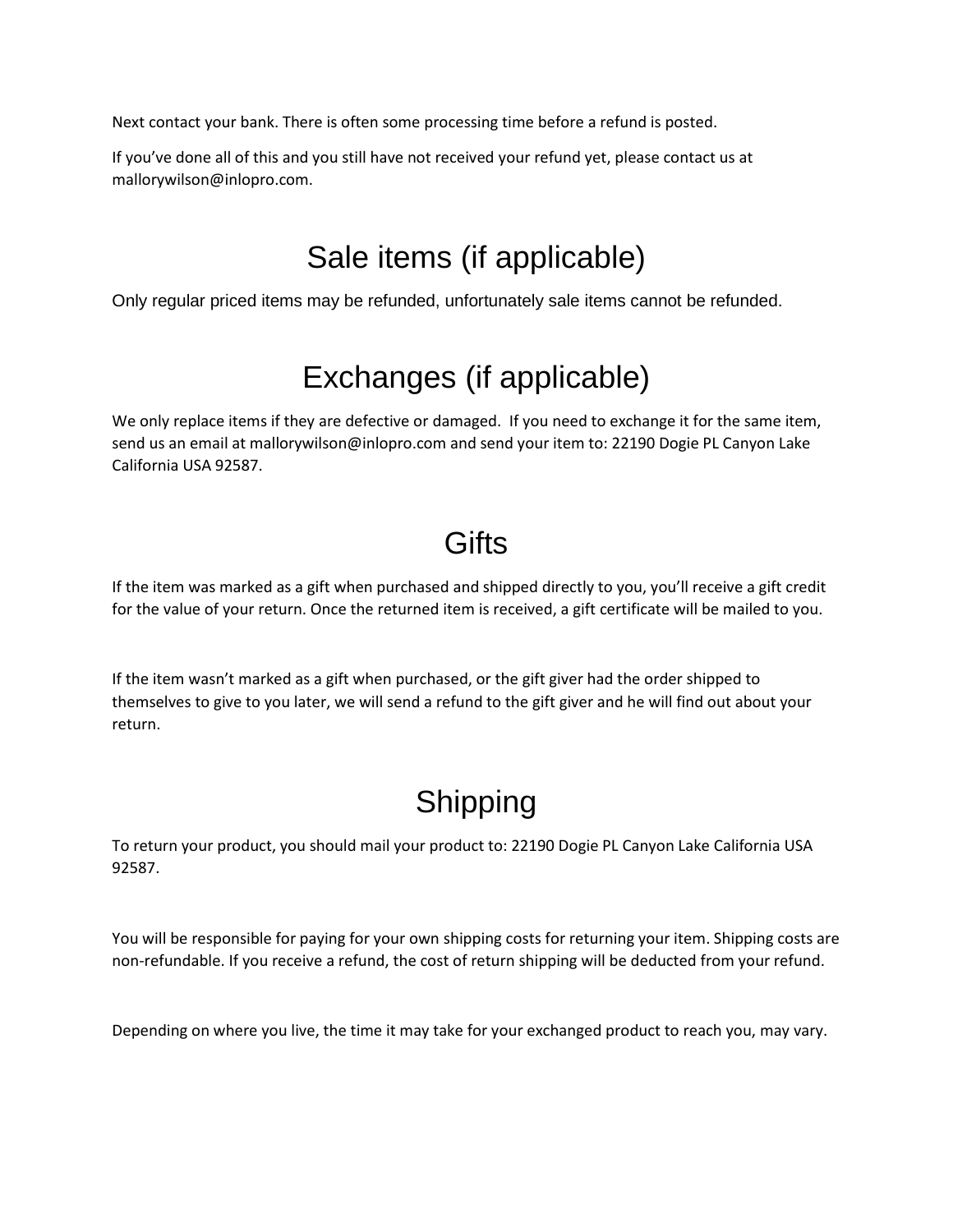Next contact your bank. There is often some processing time before a refund is posted.

If you've done all of this and you still have not received your refund yet, please contact us at mallorywilson@inlopro.com.

# Sale items (if applicable)

Only regular priced items may be refunded, unfortunately sale items cannot be refunded.

# Exchanges (if applicable)

We only replace items if they are defective or damaged. If you need to exchange it for the same item, send us an email at mallorywilson@inlopro.com and send your item to: 22190 Dogie PL Canyon Lake California USA 92587.

# Gifts

If the item was marked as a gift when purchased and shipped directly to you, you'll receive a gift credit for the value of your return. Once the returned item is received, a gift certificate will be mailed to you.

If the item wasn't marked as a gift when purchased, or the gift giver had the order shipped to themselves to give to you later, we will send a refund to the gift giver and he will find out about your return.

# Shipping

To return your product, you should mail your product to: 22190 Dogie PL Canyon Lake California USA 92587.

You will be responsible for paying for your own shipping costs for returning your item. Shipping costs are non-refundable. If you receive a refund, the cost of return shipping will be deducted from your refund.

Depending on where you live, the time it may take for your exchanged product to reach you, may vary.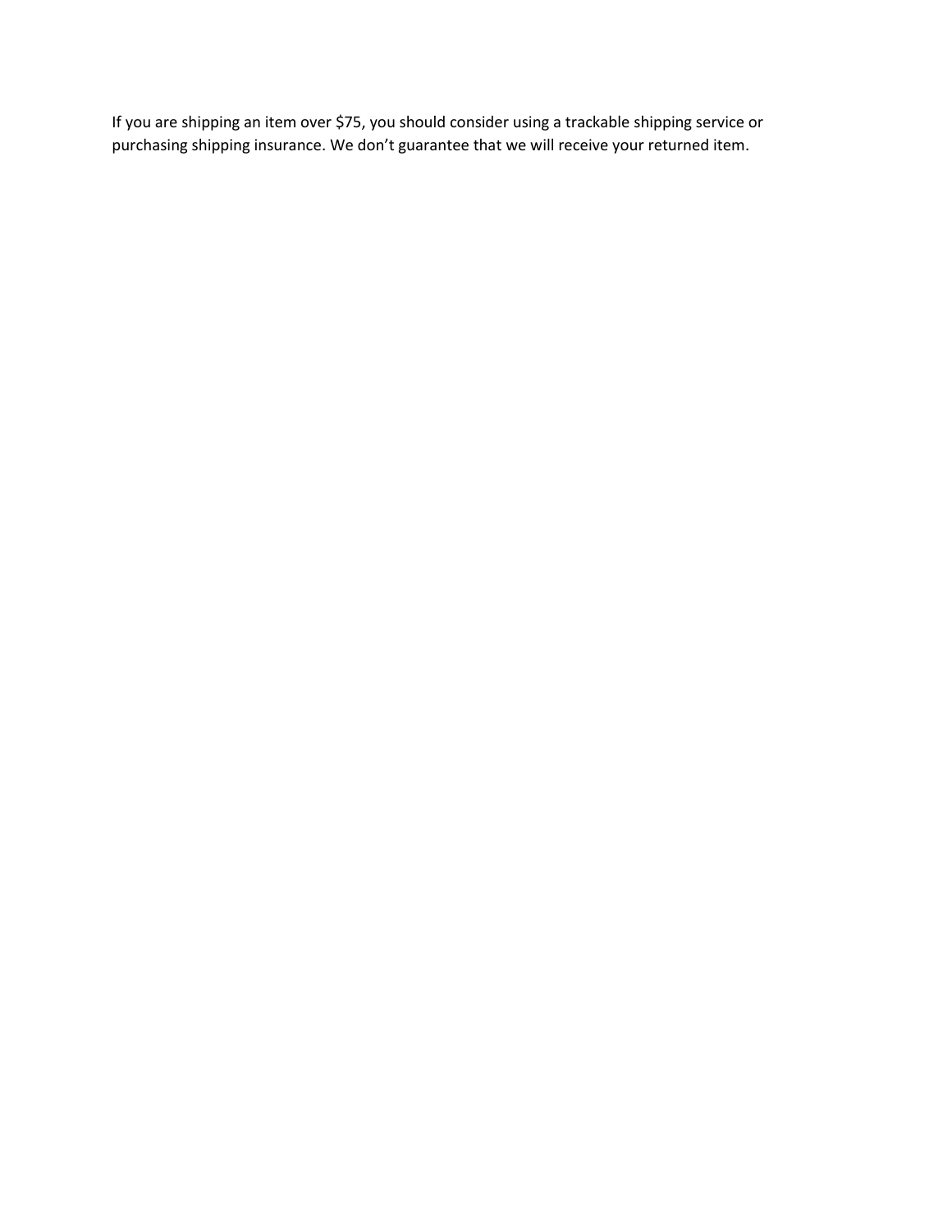If you are shipping an item over $75, you should consider using a trackable shipping service or purchasing shipping insurance. We don’t guarantee that we will receive your returned item.